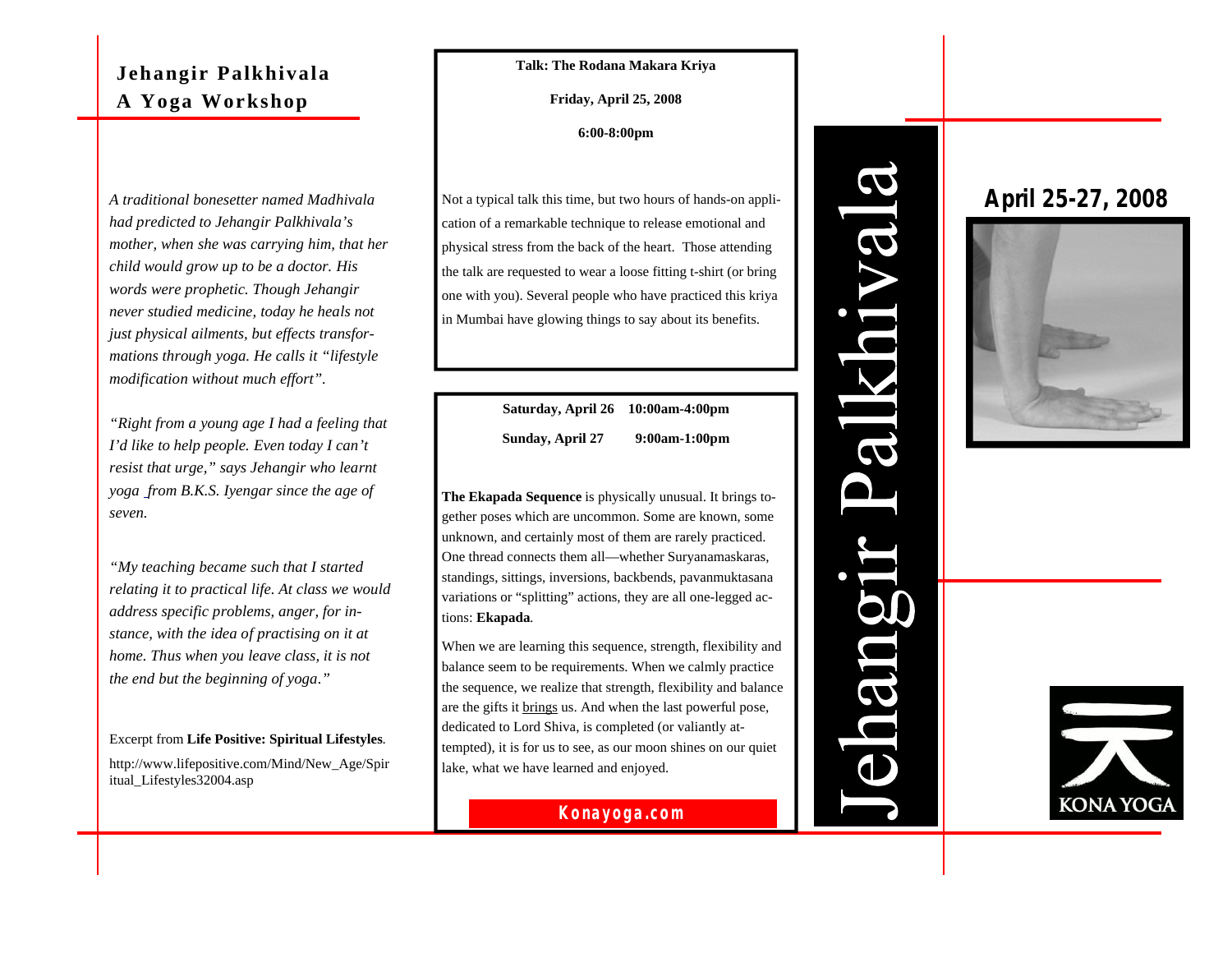# Jehangir Palkhivala
## A Yoga Workshop

*A traditional bonesetter named Madhivala had predicted to Jehangir Palkhivala's mother, when she was carrying him, that her child would grow up to be a doctor. His words were prophetic. Though Jehangir never studied medicine, today he heals not just physical ailments, but effects transformations through yoga. He calls it "lifestyle modification without much effort".*

*"Right from a young age I had a feeling that I'd like to help people. Even today I can't resist that urge," says Jehangir who learnt yoga from B.K.S. Iyengar since the age of seven.*

*"My teaching became such that I started relating it to practical life. At class we would address specific problems, anger, for instance, with the idea of practising on it at home. Thus when you leave class, it is not the end but the beginning of yoga."*

Excerpt from **Life Positive: Spiritual Lifestyles**.

http://www.lifepositive.com/Mind/New_Age/Spiritual_Lifestyles32004.asp

**Talk: The Rodana Makara Kriya**

**Friday, April 25, 2008**

**6:00-8:00pm**

Not a typical talk this time, but two hours of hands-on application of a remarkable technique to release emotional and physical stress from the back of the heart. Those attending the talk are requested to wear a loose fitting t-shirt (or bring one with you). Several people who have practiced this kriya in Mumbai have glowing things to say about its benefits.

**Saturday, April 26 10:00am-4:00pm**

**Sunday, April 27 9:00am-1:00pm**

**The Ekapada Sequence** is physically unusual. It brings together poses which are uncommon. Some are known, some unknown, and certainly most of them are rarely practiced. One thread connects them all—whether Suryanamaskaras, standings, sittings, inversions, backbends, pavanmuktasana variations or "splitting" actions, they are all one-legged actions: **Ekapada**.

When we are learning this sequence, strength, flexibility and balance seem to be requirements. When we calmly practice the sequence, we realize that strength, flexibility and balance are the gifts it brings us. And when the last powerful pose, dedicated to Lord Shiva, is completed (or valiantly attempted), it is for us to see, as our moon shines on our quiet lake, what we have learned and enjoyed.

**Konayoga.com**

Jehangir Palkhivala

**April 25-27, 2008**

KONA YOGA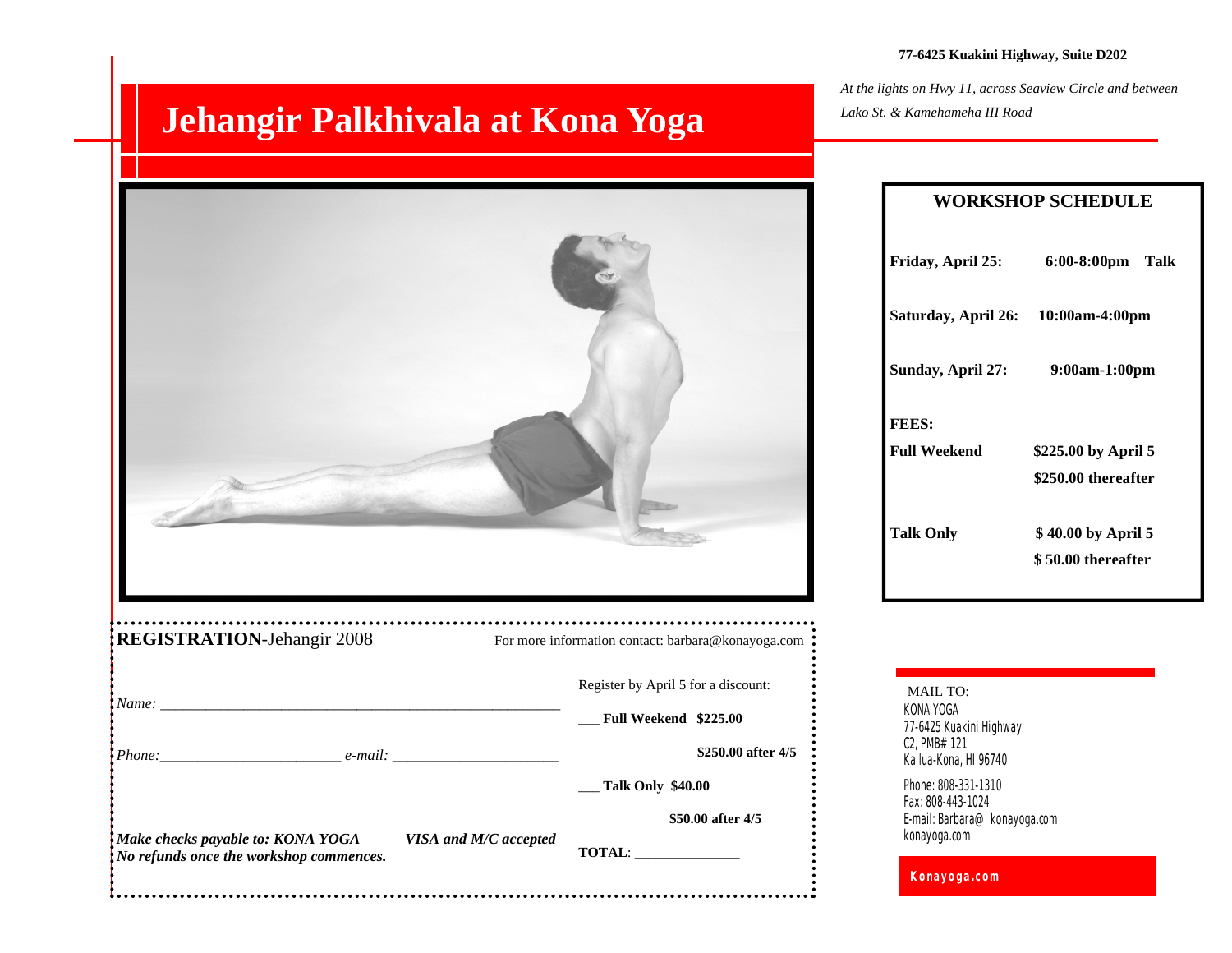77-6425 Kuakini Highway, Suite D202

*At the lights on Hwy 11, across Seaview Circle and between Lako St. & Kamehameha III Road*

# Jehangir Palkhivala at Kona Yoga

## WORKSHOP SCHEDULE

| | |
|---|---|
| **Friday, April 25:** | **6:00-8:00pm Talk** |
| **Saturday, April 26:** | **10:00am-4:00pm** |
| **Sunday, April 27:** | **9:00am-1:00pm** |

**FEES:**

| | |
|---|---|
| **Full Weekend** | **$225.00 by April 5** |
| | **$250.00 thereafter** |
| **Talk Only** | **$ 40.00 by April 5** |
| | **$ 50.00 thereafter** |

**REGISTRATION**-Jehangir 2008

For more information contact: barbara@konayoga.com

*Name:* ___________________________________________________

*Phone:*_______________________ *e-mail:* _____________________

Register by April 5 for a discount:

___ **Full Weekend $225.00**

**$250.00 after 4/5**

___ **Talk Only $40.00**

**$50.00 after 4/5**

**TOTAL**: ______________

***Make checks payable to: KONA YOGA*** ***VISA and M/C accepted***

***No refunds once the workshop commences.***

MAIL TO:
KONA YOGA
77-6425 Kuakini Highway
C2, PMB# 121
Kailua-Kona, HI 96740

Phone: 808-331-1310
Fax: 808-443-1024
E-mail: Barbara@ konayoga.com
konayoga.com

**Konayoga.com**